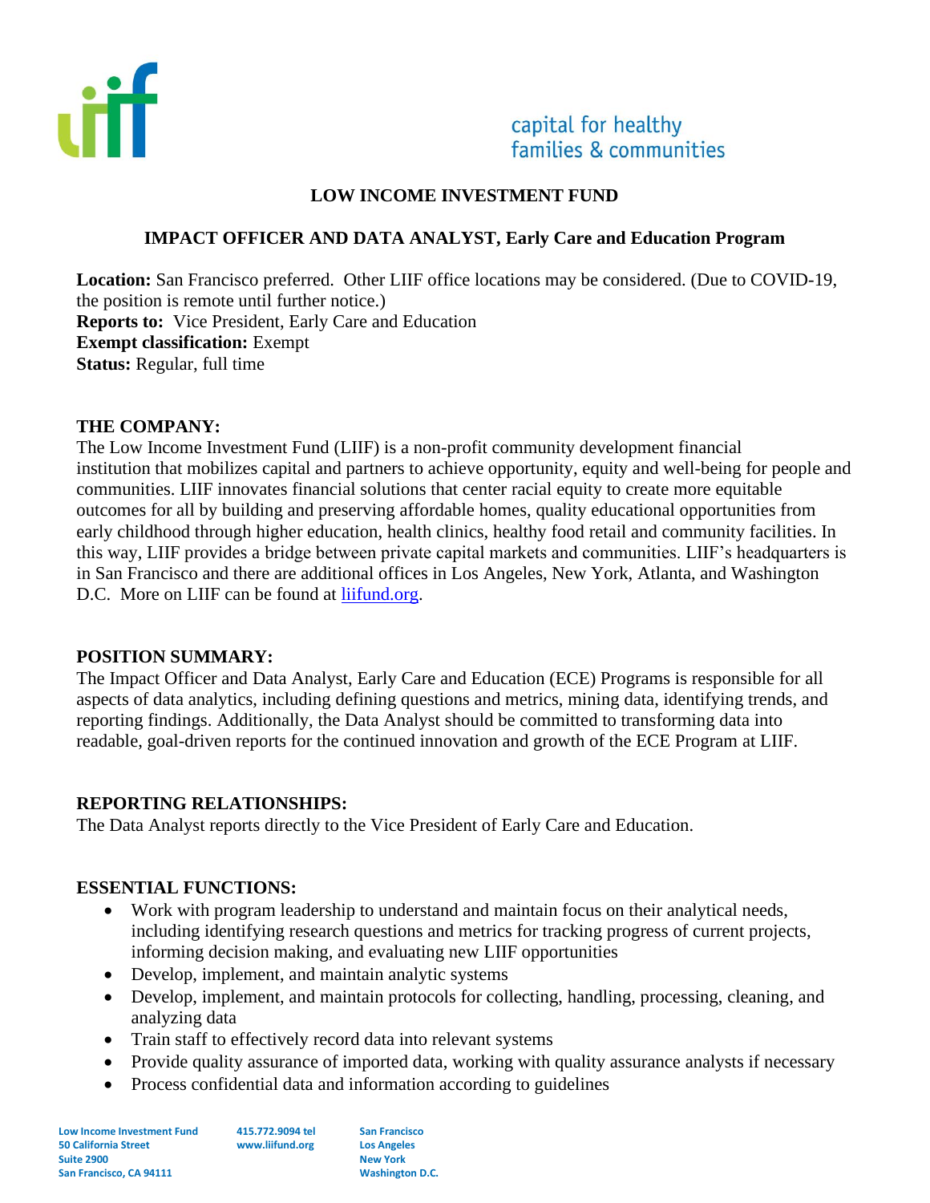capital for healthy
families & communities

# LOW INCOME INVESTMENT FUND

## IMPACT OFFICER AND DATA ANALYST, Early Care and Education Program

**Location:** San Francisco preferred. Other LIIF office locations may be considered. (Due to COVID-19, the position is remote until further notice.)
**Reports to:** Vice President, Early Care and Education
**Exempt classification:** Exempt
**Status:** Regular, full time

### THE COMPANY:

The Low Income Investment Fund (LIIF) is a non-profit community development financial institution that mobilizes capital and partners to achieve opportunity, equity and well-being for people and communities. LIIF innovates financial solutions that center racial equity to create more equitable outcomes for all by building and preserving affordable homes, quality educational opportunities from early childhood through higher education, health clinics, healthy food retail and community facilities. In this way, LIIF provides a bridge between private capital markets and communities. LIIF's headquarters is in San Francisco and there are additional offices in Los Angeles, New York, Atlanta, and Washington D.C. More on LIIF can be found at [liifund.org](liifund.org).

### POSITION SUMMARY:

The Impact Officer and Data Analyst, Early Care and Education (ECE) Programs is responsible for all aspects of data analytics, including defining questions and metrics, mining data, identifying trends, and reporting findings. Additionally, the Data Analyst should be committed to transforming data into readable, goal-driven reports for the continued innovation and growth of the ECE Program at LIIF.

### REPORTING RELATIONSHIPS:

The Data Analyst reports directly to the Vice President of Early Care and Education.

### ESSENTIAL FUNCTIONS:

- Work with program leadership to understand and maintain focus on their analytical needs, including identifying research questions and metrics for tracking progress of current projects, informing decision making, and evaluating new LIIF opportunities
- Develop, implement, and maintain analytic systems
- Develop, implement, and maintain protocols for collecting, handling, processing, cleaning, and analyzing data
- Train staff to effectively record data into relevant systems
- Provide quality assurance of imported data, working with quality assurance analysts if necessary
- Process confidential data and information according to guidelines

Low Income Investment Fund
50 California Street
Suite 2900
San Francisco, CA 94111

415.772.9094 tel
www.liifund.org

San Francisco
Los Angeles
New York
Washington D.C.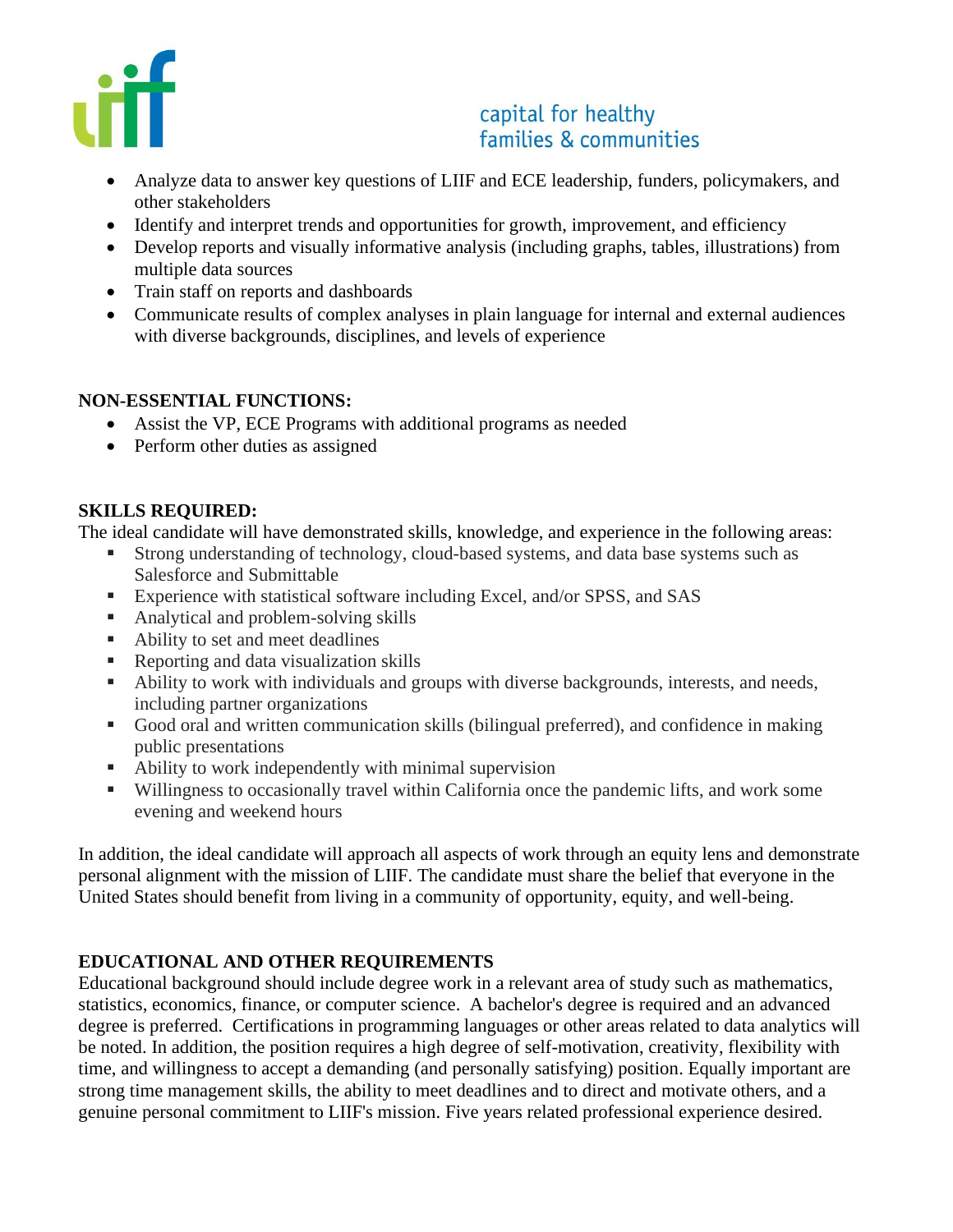- Analyze data to answer key questions of LIIF and ECE leadership, funders, policymakers, and other stakeholders
- Identify and interpret trends and opportunities for growth, improvement, and efficiency
- Develop reports and visually informative analysis (including graphs, tables, illustrations) from multiple data sources
- Train staff on reports and dashboards
- Communicate results of complex analyses in plain language for internal and external audiences with diverse backgrounds, disciplines, and levels of experience

**NON-ESSENTIAL FUNCTIONS:**

- Assist the VP, ECE Programs with additional programs as needed
- Perform other duties as assigned

**SKILLS REQUIRED:**

The ideal candidate will have demonstrated skills, knowledge, and experience in the following areas:

- Strong understanding of technology, cloud-based systems, and data base systems such as Salesforce and Submittable
- Experience with statistical software including Excel, and/or SPSS, and SAS
- Analytical and problem-solving skills
- Ability to set and meet deadlines
- Reporting and data visualization skills
- Ability to work with individuals and groups with diverse backgrounds, interests, and needs, including partner organizations
- Good oral and written communication skills (bilingual preferred), and confidence in making public presentations
- Ability to work independently with minimal supervision
- Willingness to occasionally travel within California once the pandemic lifts, and work some evening and weekend hours

In addition, the ideal candidate will approach all aspects of work through an equity lens and demonstrate personal alignment with the mission of LIIF. The candidate must share the belief that everyone in the United States should benefit from living in a community of opportunity, equity, and well-being.

**EDUCATIONAL AND OTHER REQUIREMENTS**

Educational background should include degree work in a relevant area of study such as mathematics, statistics, economics, finance, or computer science. A bachelor's degree is required and an advanced degree is preferred. Certifications in programming languages or other areas related to data analytics will be noted. In addition, the position requires a high degree of self-motivation, creativity, flexibility with time, and willingness to accept a demanding (and personally satisfying) position. Equally important are strong time management skills, the ability to meet deadlines and to direct and motivate others, and a genuine personal commitment to LIIF's mission. Five years related professional experience desired.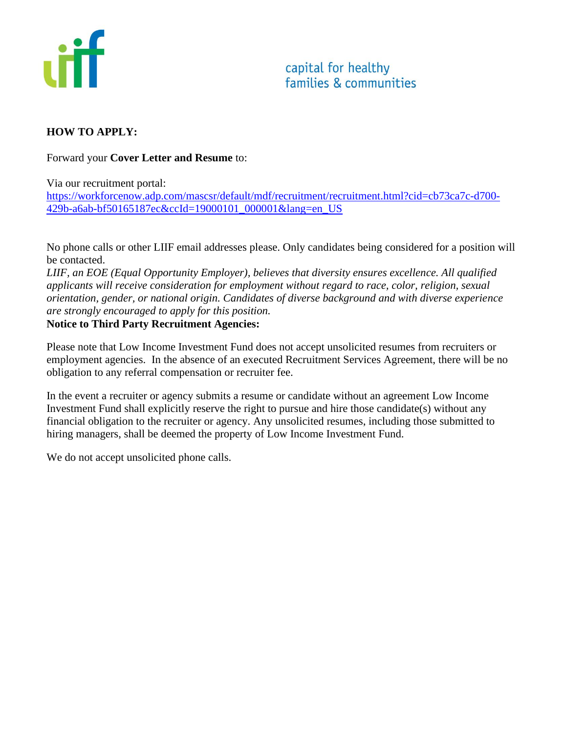capital for healthy
families & communities

**HOW TO APPLY:**

Forward your **Cover Letter and Resume** to:

Via our recruitment portal:
https://workforcenow.adp.com/mascsr/default/mdf/recruitment/recruitment.html?cid=cb73ca7c-d700-429b-a6ab-bf50165187ec&ccId=19000101_000001&lang=en_US

No phone calls or other LIIF email addresses please. Only candidates being considered for a position will be contacted.

*LIIF, an EOE (Equal Opportunity Employer), believes that diversity ensures excellence. All qualified applicants will receive consideration for employment without regard to race, color, religion, sexual orientation, gender, or national origin. Candidates of diverse background and with diverse experience are strongly encouraged to apply for this position.*

**Notice to Third Party Recruitment Agencies:**

Please note that Low Income Investment Fund does not accept unsolicited resumes from recruiters or employment agencies. In the absence of an executed Recruitment Services Agreement, there will be no obligation to any referral compensation or recruiter fee.

In the event a recruiter or agency submits a resume or candidate without an agreement Low Income Investment Fund shall explicitly reserve the right to pursue and hire those candidate(s) without any financial obligation to the recruiter or agency. Any unsolicited resumes, including those submitted to hiring managers, shall be deemed the property of Low Income Investment Fund.

We do not accept unsolicited phone calls.